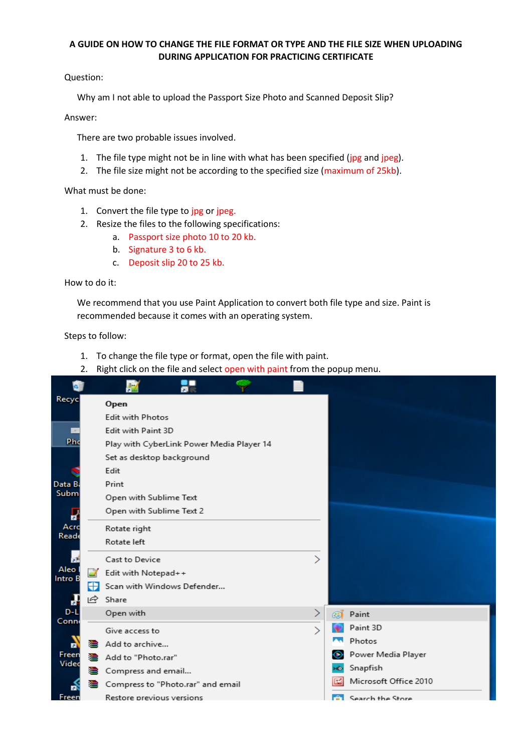**A GUIDE ON HOW TO CHANGE THE FILE FORMAT OR TYPE AND THE FILE SIZE WHEN UPLOADING DURING APPLICATION FOR PRACTICING CERTIFICATE**

Question:

Why am I not able to upload the Passport Size Photo and Scanned Deposit Slip?

Answer:

There are two probable issues involved.

1. The file type might not be in line with what has been specified (jpg and jpeg).
2. The file size might not be according to the specified size (maximum of 25kb).

What must be done:

1. Convert the file type to jpg or jpeg.
2. Resize the files to the following specifications:
   a. Passport size photo 10 to 20 kb.
   b. Signature 3 to 6 kb.
   c. Deposit slip 20 to 25 kb.

How to do it:

We recommend that you use Paint Application to convert both file type and size. Paint is recommended because it comes with an operating system.

Steps to follow:

1. To change the file type or format, open the file with paint.
2. Right click on the file and select open with paint from the popup menu.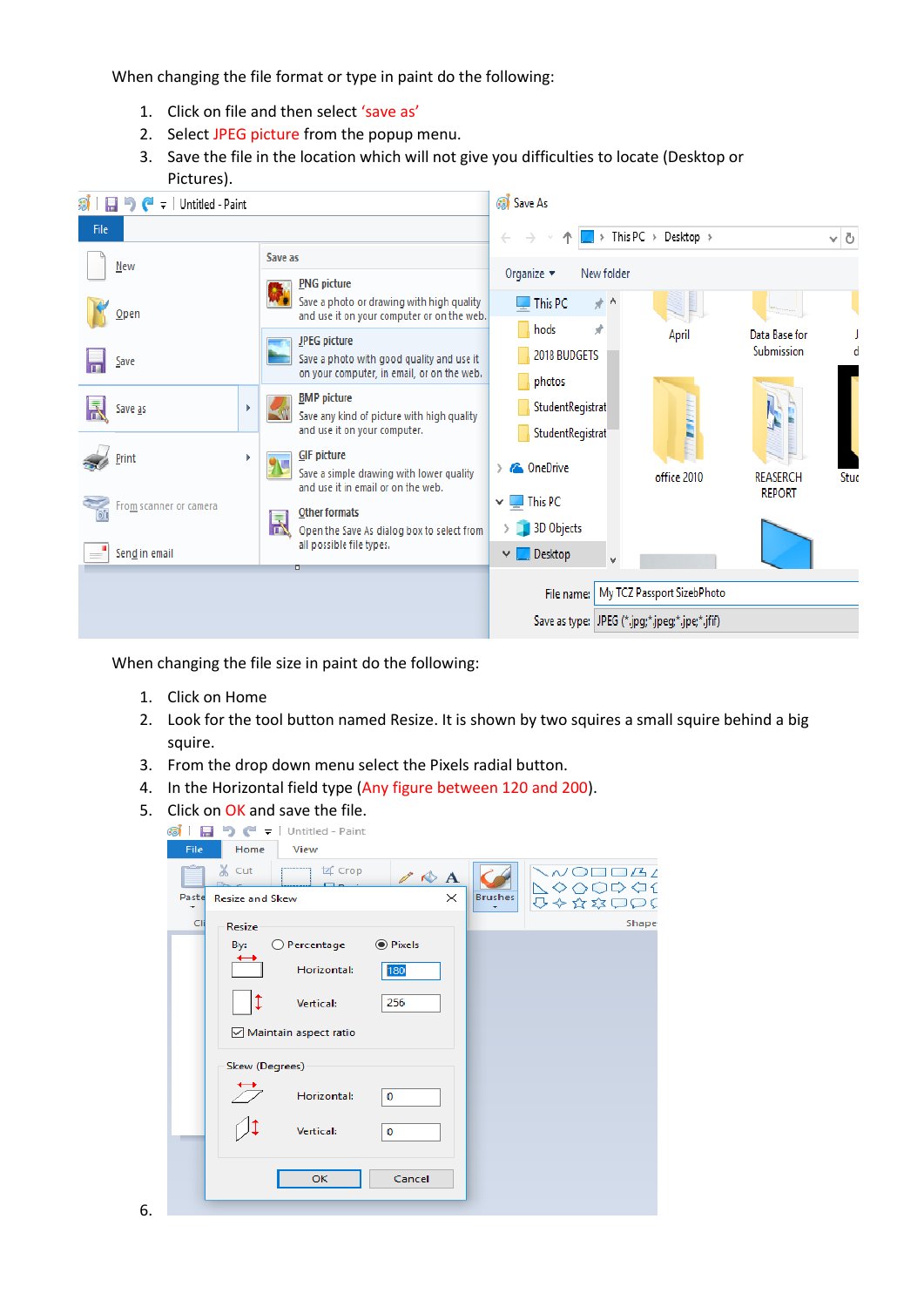When changing the file format or type in paint do the following:

1. Click on file and then select 'save as'
2. Select JPEG picture from the popup menu.
3. Save the file in the location which will not give you difficulties to locate (Desktop or Pictures).

When changing the file size in paint do the following:

1. Click on Home
2. Look for the tool button named Resize. It is shown by two squires a small squire behind a big squire.
3. From the drop down menu select the Pixels radial button.
4. In the Horizontal field type (Any figure between 120 and 200).
5. Click on OK and save the file.
6.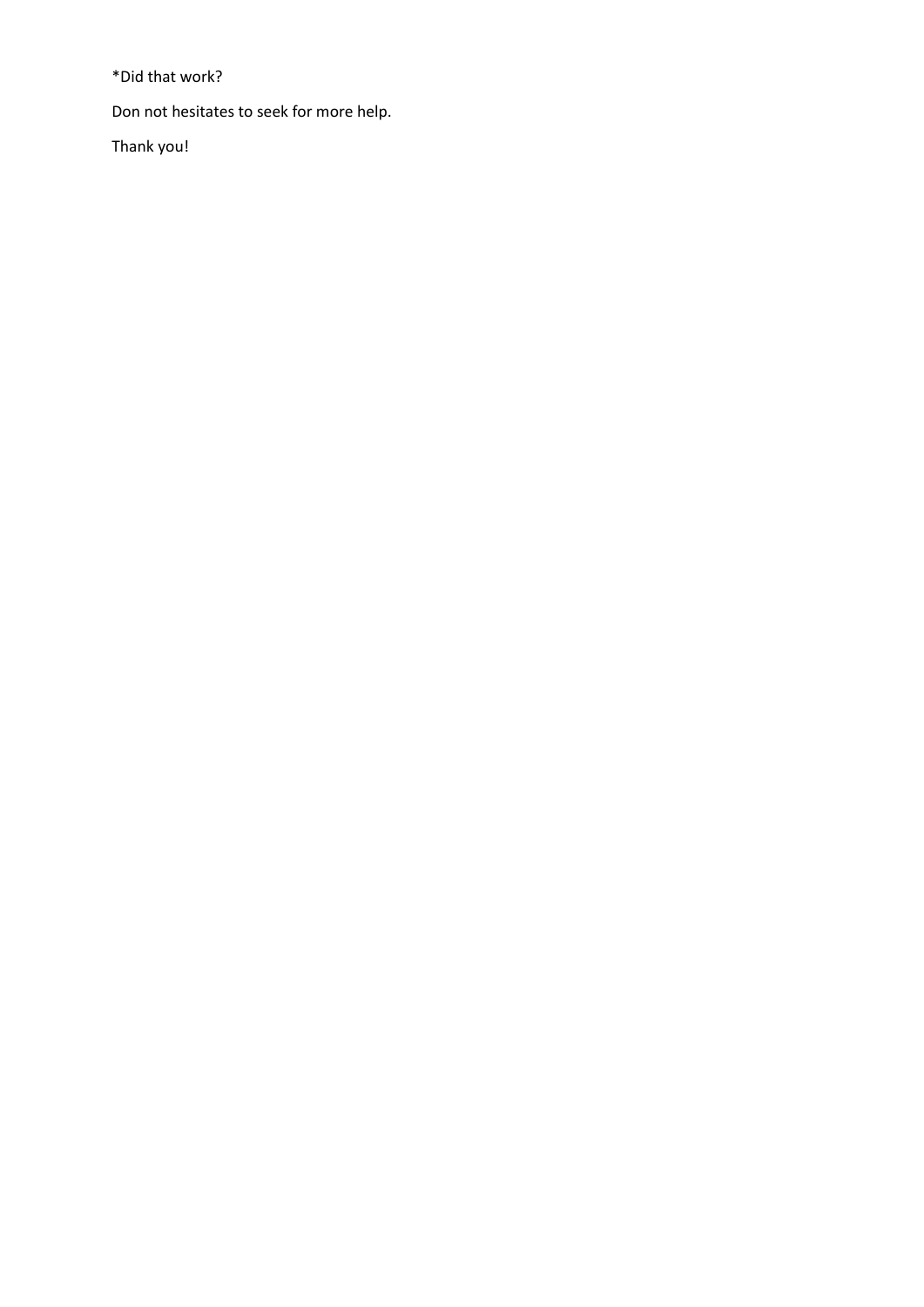*Did that work?

Don not hesitates to seek for more help.

Thank you!